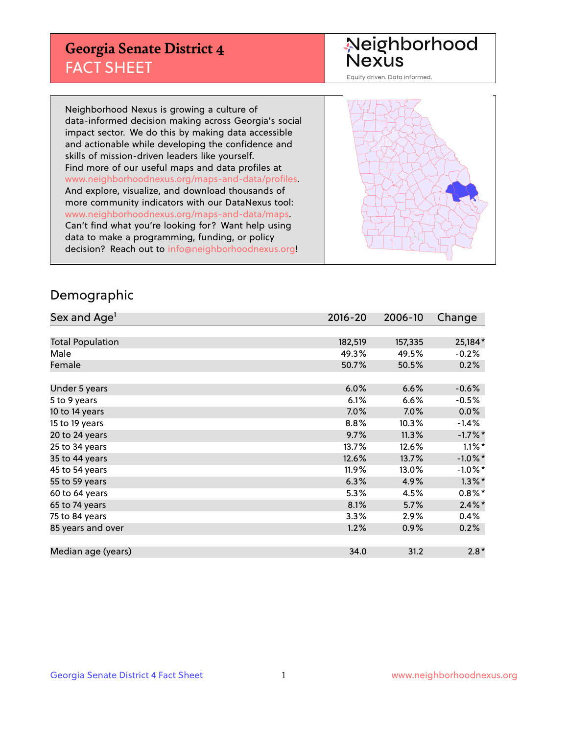# Georgia Senate District 4
## FACT SHEET

Neighborhood Nexus

Equity driven. Data informed.

Neighborhood Nexus is growing a culture of data-informed decision making across Georgia's social impact sector. We do this by making data accessible and actionable while developing the confidence and skills of mission-driven leaders like yourself. Find more of our useful maps and data profiles at www.neighborhoodnexus.org/maps-and-data/profiles. And explore, visualize, and download thousands of more community indicators with our DataNexus tool: www.neighborhoodnexus.org/maps-and-data/maps. Can't find what you're looking for? Want help using data to make a programming, funding, or policy decision? Reach out to info@neighborhoodnexus.org!

## Demographic

| Sex and Age[1] | 2016-20 | 2006-10 | Change |
|---|---|---|---|
| Total Population | 182,519 | 157,335 | 25,184* |
| Male | 49.3% | 49.5% | -0.2% |
| Female | 50.7% | 50.5% | 0.2% |
| | | | |
| Under 5 years | 6.0% | 6.6% | -0.6% |
| 5 to 9 years | 6.1% | 6.6% | -0.5% |
| 10 to 14 years | 7.0% | 7.0% | 0.0% |
| 15 to 19 years | 8.8% | 10.3% | -1.4% |
| 20 to 24 years | 9.7% | 11.3% | -1.7%* |
| 25 to 34 years | 13.7% | 12.6% | 1.1%* |
| 35 to 44 years | 12.6% | 13.7% | -1.0%* |
| 45 to 54 years | 11.9% | 13.0% | -1.0%* |
| 55 to 59 years | 6.3% | 4.9% | 1.3%* |
| 60 to 64 years | 5.3% | 4.5% | 0.8%* |
| 65 to 74 years | 8.1% | 5.7% | 2.4%* |
| 75 to 84 years | 3.3% | 2.9% | 0.4% |
| 85 years and over | 1.2% | 0.9% | 0.2% |
| | | | |
| Median age (years) | 34.0 | 31.2 | 2.8* |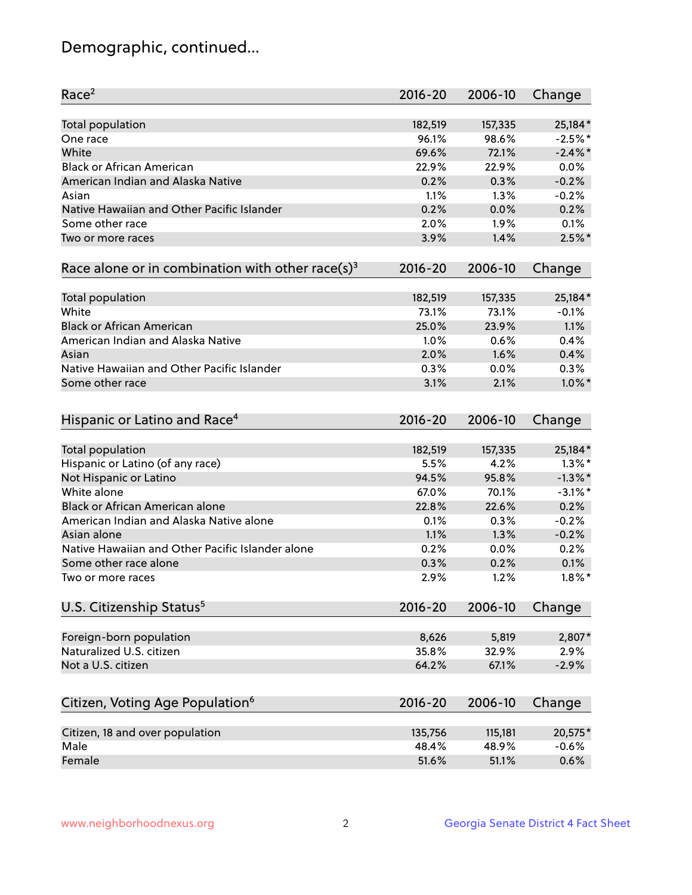# Demographic, continued...

| Race[2] | 2016-20 | 2006-10 | Change |
|---|---|---|---|
| Total population | 182,519 | 157,335 | 25,184* |
| One race | 96.1% | 98.6% | -2.5%* |
| White | 69.6% | 72.1% | -2.4%* |
| Black or African American | 22.9% | 22.9% | 0.0% |
| American Indian and Alaska Native | 0.2% | 0.3% | -0.2% |
| Asian | 1.1% | 1.3% | -0.2% |
| Native Hawaiian and Other Pacific Islander | 0.2% | 0.0% | 0.2% |
| Some other race | 2.0% | 1.9% | 0.1% |
| Two or more races | 3.9% | 1.4% | 2.5%* |

| Race alone or in combination with other race(s)[3] | 2016-20 | 2006-10 | Change |
|---|---|---|---|
| Total population | 182,519 | 157,335 | 25,184* |
| White | 73.1% | 73.1% | -0.1% |
| Black or African American | 25.0% | 23.9% | 1.1% |
| American Indian and Alaska Native | 1.0% | 0.6% | 0.4% |
| Asian | 2.0% | 1.6% | 0.4% |
| Native Hawaiian and Other Pacific Islander | 0.3% | 0.0% | 0.3% |
| Some other race | 3.1% | 2.1% | 1.0%* |

| Hispanic or Latino and Race[4] | 2016-20 | 2006-10 | Change |
|---|---|---|---|
| Total population | 182,519 | 157,335 | 25,184* |
| Hispanic or Latino (of any race) | 5.5% | 4.2% | 1.3%* |
| Not Hispanic or Latino | 94.5% | 95.8% | -1.3%* |
| White alone | 67.0% | 70.1% | -3.1%* |
| Black or African American alone | 22.8% | 22.6% | 0.2% |
| American Indian and Alaska Native alone | 0.1% | 0.3% | -0.2% |
| Asian alone | 1.1% | 1.3% | -0.2% |
| Native Hawaiian and Other Pacific Islander alone | 0.2% | 0.0% | 0.2% |
| Some other race alone | 0.3% | 0.2% | 0.1% |
| Two or more races | 2.9% | 1.2% | 1.8%* |

| U.S. Citizenship Status[5] | 2016-20 | 2006-10 | Change |
|---|---|---|---|
| Foreign-born population | 8,626 | 5,819 | 2,807* |
| Naturalized U.S. citizen | 35.8% | 32.9% | 2.9% |
| Not a U.S. citizen | 64.2% | 67.1% | -2.9% |

| Citizen, Voting Age Population[6] | 2016-20 | 2006-10 | Change |
|---|---|---|---|
| Citizen, 18 and over population | 135,756 | 115,181 | 20,575* |
| Male | 48.4% | 48.9% | -0.6% |
| Female | 51.6% | 51.1% | 0.6% |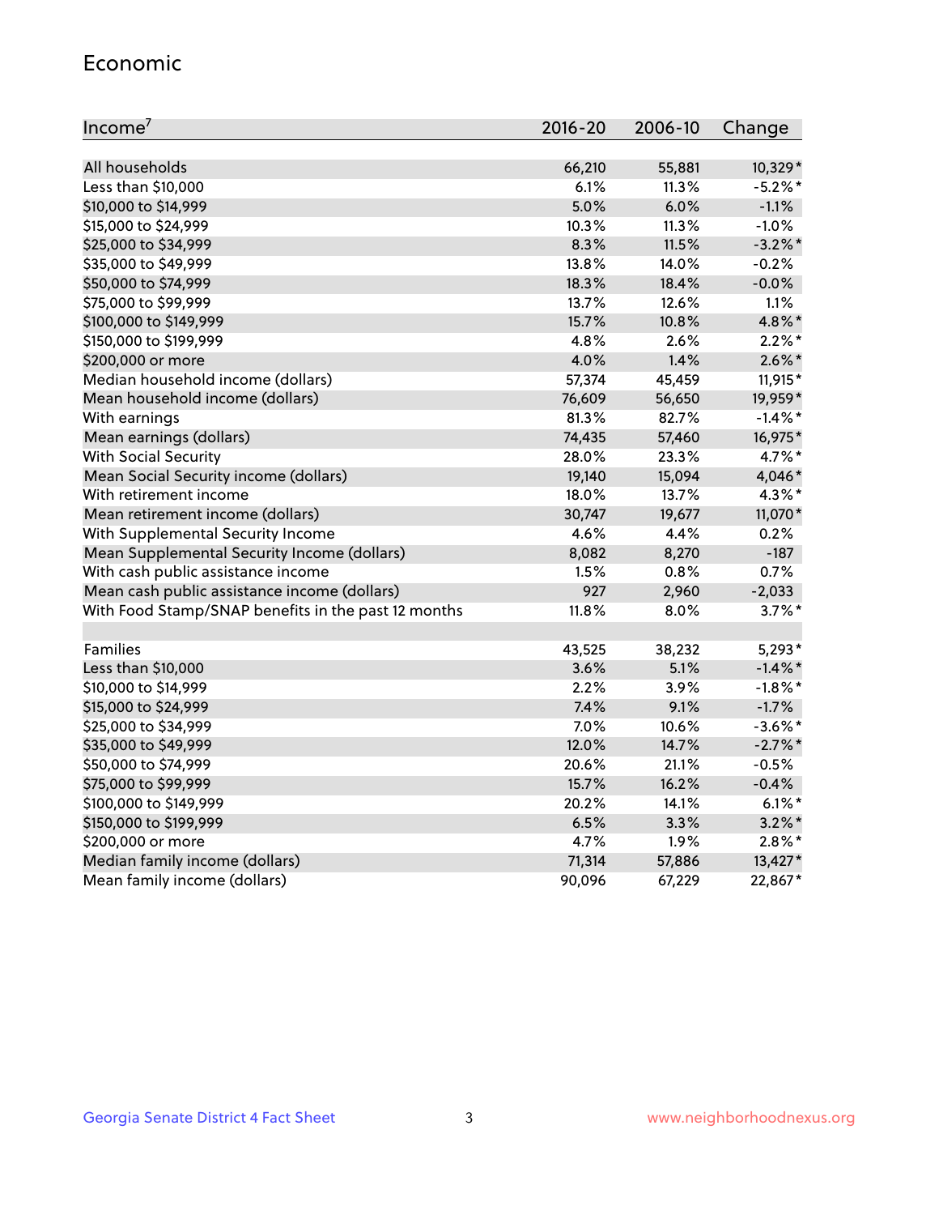## Economic

| Income[7] | 2016-20 | 2006-10 | Change |
|---|---|---|---|
| All households | 66,210 | 55,881 | 10,329* |
| Less than $10,000 | 6.1% | 11.3% | -5.2%* |
| $10,000 to $14,999 | 5.0% | 6.0% | -1.1% |
| $15,000 to $24,999 | 10.3% | 11.3% | -1.0% |
| $25,000 to $34,999 | 8.3% | 11.5% | -3.2%* |
| $35,000 to $49,999 | 13.8% | 14.0% | -0.2% |
| $50,000 to $74,999 | 18.3% | 18.4% | -0.0% |
| $75,000 to $99,999 | 13.7% | 12.6% | 1.1% |
| $100,000 to $149,999 | 15.7% | 10.8% | 4.8%* |
| $150,000 to $199,999 | 4.8% | 2.6% | 2.2%* |
| $200,000 or more | 4.0% | 1.4% | 2.6%* |
| Median household income (dollars) | 57,374 | 45,459 | 11,915* |
| Mean household income (dollars) | 76,609 | 56,650 | 19,959* |
| With earnings | 81.3% | 82.7% | -1.4%* |
| Mean earnings (dollars) | 74,435 | 57,460 | 16,975* |
| With Social Security | 28.0% | 23.3% | 4.7%* |
| Mean Social Security income (dollars) | 19,140 | 15,094 | 4,046* |
| With retirement income | 18.0% | 13.7% | 4.3%* |
| Mean retirement income (dollars) | 30,747 | 19,677 | 11,070* |
| With Supplemental Security Income | 4.6% | 4.4% | 0.2% |
| Mean Supplemental Security Income (dollars) | 8,082 | 8,270 | -187 |
| With cash public assistance income | 1.5% | 0.8% | 0.7% |
| Mean cash public assistance income (dollars) | 927 | 2,960 | -2,033 |
| With Food Stamp/SNAP benefits in the past 12 months | 11.8% | 8.0% | 3.7%* |
| | | | |
| Families | 43,525 | 38,232 | 5,293* |
| Less than $10,000 | 3.6% | 5.1% | -1.4%* |
| $10,000 to $14,999 | 2.2% | 3.9% | -1.8%* |
| $15,000 to $24,999 | 7.4% | 9.1% | -1.7% |
| $25,000 to $34,999 | 7.0% | 10.6% | -3.6%* |
| $35,000 to $49,999 | 12.0% | 14.7% | -2.7%* |
| $50,000 to $74,999 | 20.6% | 21.1% | -0.5% |
| $75,000 to $99,999 | 15.7% | 16.2% | -0.4% |
| $100,000 to $149,999 | 20.2% | 14.1% | 6.1%* |
| $150,000 to $199,999 | 6.5% | 3.3% | 3.2%* |
| $200,000 or more | 4.7% | 1.9% | 2.8%* |
| Median family income (dollars) | 71,314 | 57,886 | 13,427* |
| Mean family income (dollars) | 90,096 | 67,229 | 22,867* |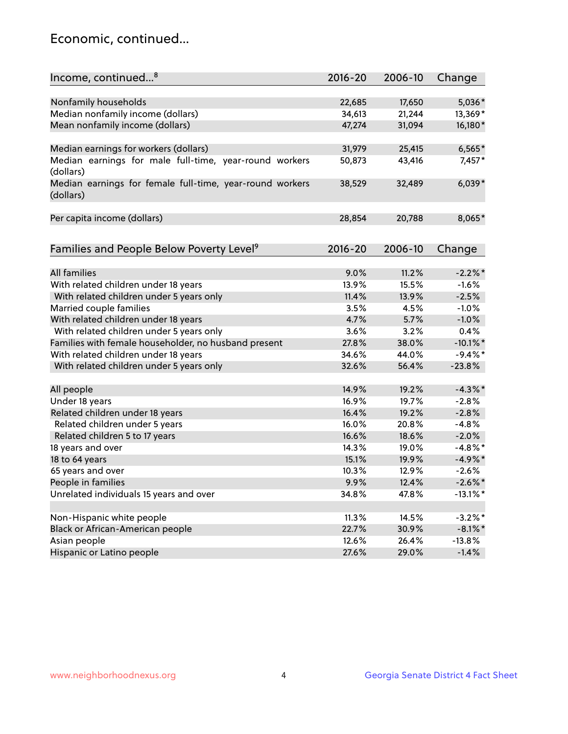# Economic, continued...

| Income, continued...[8] | 2016-20 | 2006-10 | Change |
|---|---|---|---|
| Nonfamily households | 22,685 | 17,650 | 5,036* |
| Median nonfamily income (dollars) | 34,613 | 21,244 | 13,369* |
| Mean nonfamily income (dollars) | 47,274 | 31,094 | 16,180* |
| Median earnings for workers (dollars) | 31,979 | 25,415 | 6,565* |
| Median earnings for male full-time, year-round workers (dollars) | 50,873 | 43,416 | 7,457* |
| Median earnings for female full-time, year-round workers (dollars) | 38,529 | 32,489 | 6,039* |
| Per capita income (dollars) | 28,854 | 20,788 | 8,065* |

| Families and People Below Poverty Level[9] | 2016-20 | 2006-10 | Change |
|---|---|---|---|
| All families | 9.0% | 11.2% | -2.2%* |
| With related children under 18 years | 13.9% | 15.5% | -1.6% |
| With related children under 5 years only | 11.4% | 13.9% | -2.5% |
| Married couple families | 3.5% | 4.5% | -1.0% |
| With related children under 18 years | 4.7% | 5.7% | -1.0% |
| With related children under 5 years only | 3.6% | 3.2% | 0.4% |
| Families with female householder, no husband present | 27.8% | 38.0% | -10.1%* |
| With related children under 18 years | 34.6% | 44.0% | -9.4%* |
| With related children under 5 years only | 32.6% | 56.4% | -23.8% |
| All people | 14.9% | 19.2% | -4.3%* |
| Under 18 years | 16.9% | 19.7% | -2.8% |
| Related children under 18 years | 16.4% | 19.2% | -2.8% |
| Related children under 5 years | 16.0% | 20.8% | -4.8% |
| Related children 5 to 17 years | 16.6% | 18.6% | -2.0% |
| 18 years and over | 14.3% | 19.0% | -4.8%* |
| 18 to 64 years | 15.1% | 19.9% | -4.9%* |
| 65 years and over | 10.3% | 12.9% | -2.6% |
| People in families | 9.9% | 12.4% | -2.6%* |
| Unrelated individuals 15 years and over | 34.8% | 47.8% | -13.1%* |
| Non-Hispanic white people | 11.3% | 14.5% | -3.2%* |
| Black or African-American people | 22.7% | 30.9% | -8.1%* |
| Asian people | 12.6% | 26.4% | -13.8% |
| Hispanic or Latino people | 27.6% | 29.0% | -1.4% |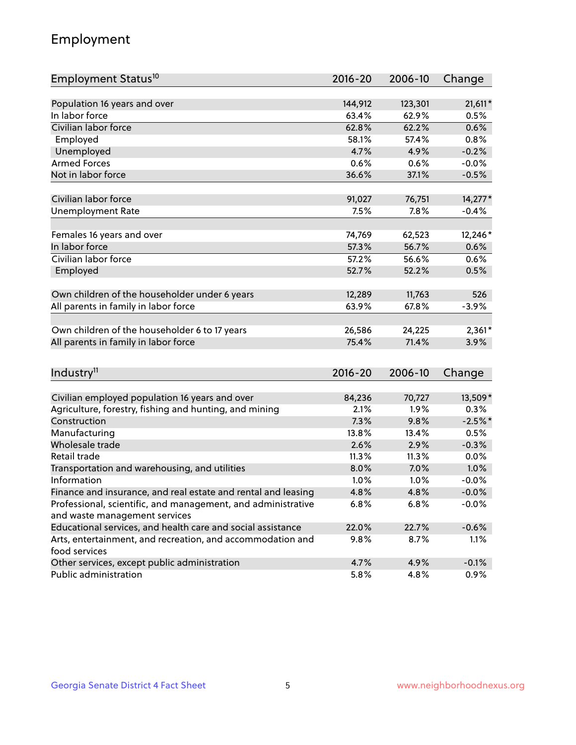## Employment

| Employment Status[10] | 2016-20 | 2006-10 | Change |
|---|---|---|---|
| Population 16 years and over | 144,912 | 123,301 | 21,611* |
| In labor force | 63.4% | 62.9% | 0.5% |
| Civilian labor force | 62.8% | 62.2% | 0.6% |
| Employed | 58.1% | 57.4% | 0.8% |
| Unemployed | 4.7% | 4.9% | -0.2% |
| Armed Forces | 0.6% | 0.6% | -0.0% |
| Not in labor force | 36.6% | 37.1% | -0.5% |
| | | | |
| Civilian labor force | 91,027 | 76,751 | 14,277* |
| Unemployment Rate | 7.5% | 7.8% | -0.4% |
| | | | |
| Females 16 years and over | 74,769 | 62,523 | 12,246* |
| In labor force | 57.3% | 56.7% | 0.6% |
| Civilian labor force | 57.2% | 56.6% | 0.6% |
| Employed | 52.7% | 52.2% | 0.5% |
| | | | |
| Own children of the householder under 6 years | 12,289 | 11,763 | 526 |
| All parents in family in labor force | 63.9% | 67.8% | -3.9% |
| | | | |
| Own children of the householder 6 to 17 years | 26,586 | 24,225 | 2,361* |
| All parents in family in labor force | 75.4% | 71.4% | 3.9% |

| Industry[11] | 2016-20 | 2006-10 | Change |
|---|---|---|---|
| Civilian employed population 16 years and over | 84,236 | 70,727 | 13,509* |
| Agriculture, forestry, fishing and hunting, and mining | 2.1% | 1.9% | 0.3% |
| Construction | 7.3% | 9.8% | -2.5%* |
| Manufacturing | 13.8% | 13.4% | 0.5% |
| Wholesale trade | 2.6% | 2.9% | -0.3% |
| Retail trade | 11.3% | 11.3% | 0.0% |
| Transportation and warehousing, and utilities | 8.0% | 7.0% | 1.0% |
| Information | 1.0% | 1.0% | -0.0% |
| Finance and insurance, and real estate and rental and leasing | 4.8% | 4.8% | -0.0% |
| Professional, scientific, and management, and administrative and waste management services | 6.8% | 6.8% | -0.0% |
| Educational services, and health care and social assistance | 22.0% | 22.7% | -0.6% |
| Arts, entertainment, and recreation, and accommodation and food services | 9.8% | 8.7% | 1.1% |
| Other services, except public administration | 4.7% | 4.9% | -0.1% |
| Public administration | 5.8% | 4.8% | 0.9% |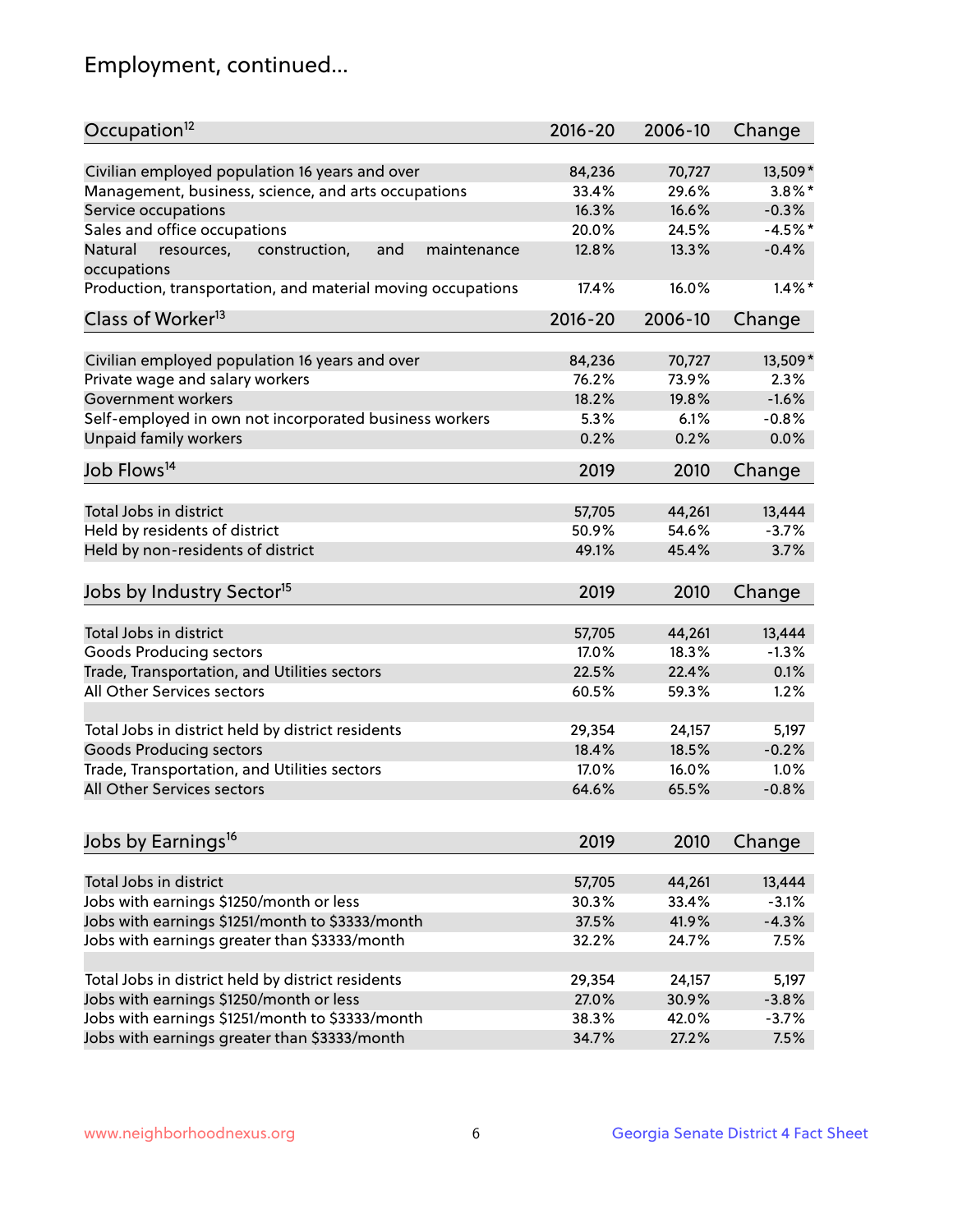# Employment, continued...

| Occupation[12] | 2016-20 | 2006-10 | Change |
|---|---|---|---|
| Civilian employed population 16 years and over | 84,236 | 70,727 | 13,509* |
| Management, business, science, and arts occupations | 33.4% | 29.6% | 3.8%* |
| Service occupations | 16.3% | 16.6% | -0.3% |
| Sales and office occupations | 20.0% | 24.5% | -4.5%* |
| Natural resources, construction, and maintenance occupations | 12.8% | 13.3% | -0.4% |
| Production, transportation, and material moving occupations | 17.4% | 16.0% | 1.4%* |

| Class of Worker[13] | 2016-20 | 2006-10 | Change |
|---|---|---|---|
| Civilian employed population 16 years and over | 84,236 | 70,727 | 13,509* |
| Private wage and salary workers | 76.2% | 73.9% | 2.3% |
| Government workers | 18.2% | 19.8% | -1.6% |
| Self-employed in own not incorporated business workers | 5.3% | 6.1% | -0.8% |
| Unpaid family workers | 0.2% | 0.2% | 0.0% |

| Job Flows[14] | 2019 | 2010 | Change |
|---|---|---|---|
| Total Jobs in district | 57,705 | 44,261 | 13,444 |
| Held by residents of district | 50.9% | 54.6% | -3.7% |
| Held by non-residents of district | 49.1% | 45.4% | 3.7% |

| Jobs by Industry Sector[15] | 2019 | 2010 | Change |
|---|---|---|---|
| Total Jobs in district | 57,705 | 44,261 | 13,444 |
| Goods Producing sectors | 17.0% | 18.3% | -1.3% |
| Trade, Transportation, and Utilities sectors | 22.5% | 22.4% | 0.1% |
| All Other Services sectors | 60.5% | 59.3% | 1.2% |
| | | | |
| Total Jobs in district held by district residents | 29,354 | 24,157 | 5,197 |
| Goods Producing sectors | 18.4% | 18.5% | -0.2% |
| Trade, Transportation, and Utilities sectors | 17.0% | 16.0% | 1.0% |
| All Other Services sectors | 64.6% | 65.5% | -0.8% |

| Jobs by Earnings[16] | 2019 | 2010 | Change |
|---|---|---|---|
| Total Jobs in district | 57,705 | 44,261 | 13,444 |
| Jobs with earnings $1250/month or less | 30.3% | 33.4% | -3.1% |
| Jobs with earnings $1251/month to $3333/month | 37.5% | 41.9% | -4.3% |
| Jobs with earnings greater than $3333/month | 32.2% | 24.7% | 7.5% |
| | | | |
| Total Jobs in district held by district residents | 29,354 | 24,157 | 5,197 |
| Jobs with earnings $1250/month or less | 27.0% | 30.9% | -3.8% |
| Jobs with earnings $1251/month to $3333/month | 38.3% | 42.0% | -3.7% |
| Jobs with earnings greater than $3333/month | 34.7% | 27.2% | 7.5% |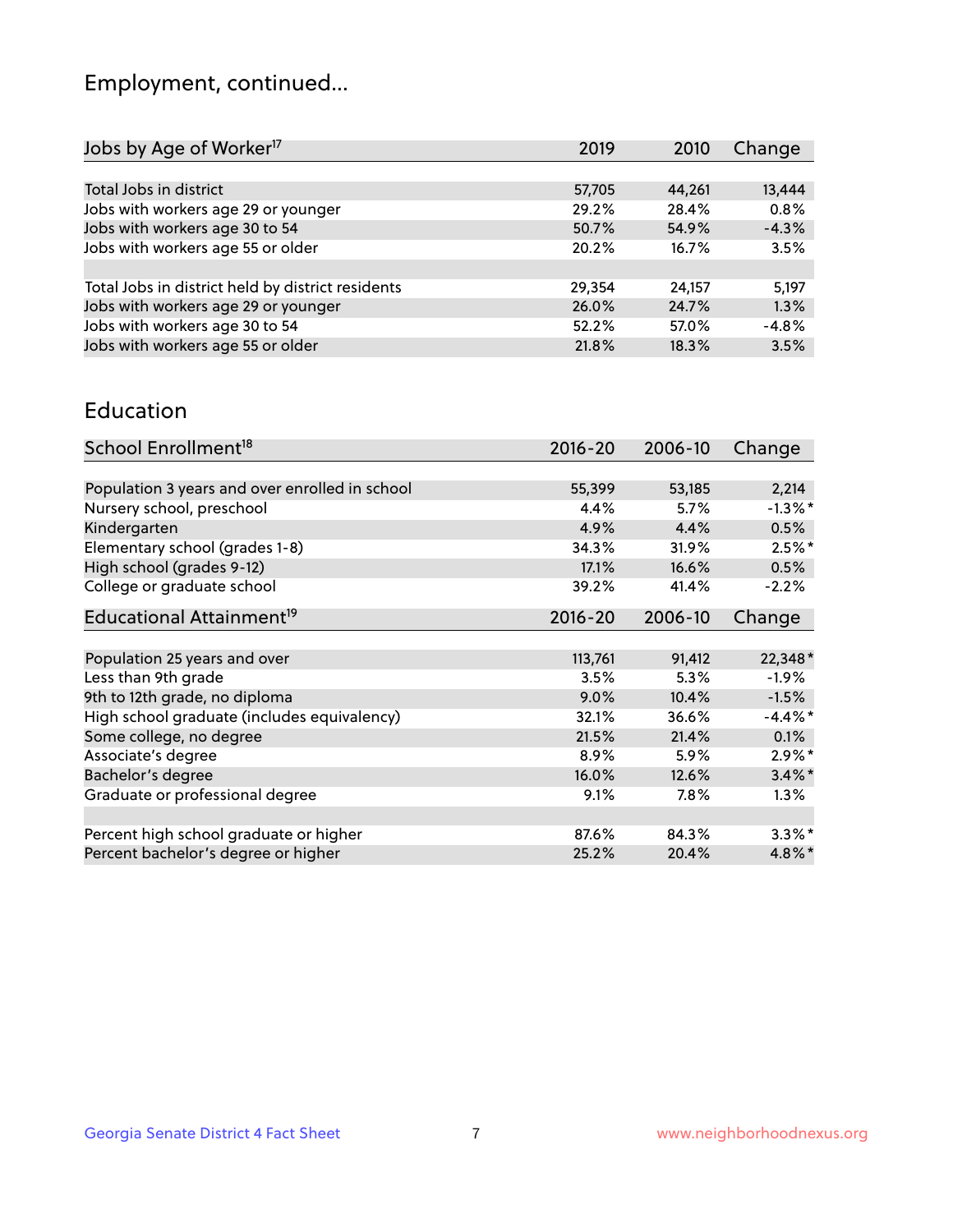## Employment, continued...

| Jobs by Age of Worker[17] | 2019 | 2010 | Change |
|---|---|---|---|
| Total Jobs in district | 57,705 | 44,261 | 13,444 |
| Jobs with workers age 29 or younger | 29.2% | 28.4% | 0.8% |
| Jobs with workers age 30 to 54 | 50.7% | 54.9% | -4.3% |
| Jobs with workers age 55 or older | 20.2% | 16.7% | 3.5% |
| | | | |
| Total Jobs in district held by district residents | 29,354 | 24,157 | 5,197 |
| Jobs with workers age 29 or younger | 26.0% | 24.7% | 1.3% |
| Jobs with workers age 30 to 54 | 52.2% | 57.0% | -4.8% |
| Jobs with workers age 55 or older | 21.8% | 18.3% | 3.5% |

## Education

| School Enrollment[18] | 2016-20 | 2006-10 | Change |
|---|---|---|---|
| Population 3 years and over enrolled in school | 55,399 | 53,185 | 2,214 |
| Nursery school, preschool | 4.4% | 5.7% | -1.3%* |
| Kindergarten | 4.9% | 4.4% | 0.5% |
| Elementary school (grades 1-8) | 34.3% | 31.9% | 2.5%* |
| High school (grades 9-12) | 17.1% | 16.6% | 0.5% |
| College or graduate school | 39.2% | 41.4% | -2.2% |

| Educational Attainment[19] | 2016-20 | 2006-10 | Change |
|---|---|---|---|
| Population 25 years and over | 113,761 | 91,412 | 22,348* |
| Less than 9th grade | 3.5% | 5.3% | -1.9% |
| 9th to 12th grade, no diploma | 9.0% | 10.4% | -1.5% |
| High school graduate (includes equivalency) | 32.1% | 36.6% | -4.4%* |
| Some college, no degree | 21.5% | 21.4% | 0.1% |
| Associate's degree | 8.9% | 5.9% | 2.9%* |
| Bachelor's degree | 16.0% | 12.6% | 3.4%* |
| Graduate or professional degree | 9.1% | 7.8% | 1.3% |
| | | | |
| Percent high school graduate or higher | 87.6% | 84.3% | 3.3%* |
| Percent bachelor's degree or higher | 25.2% | 20.4% | 4.8%* |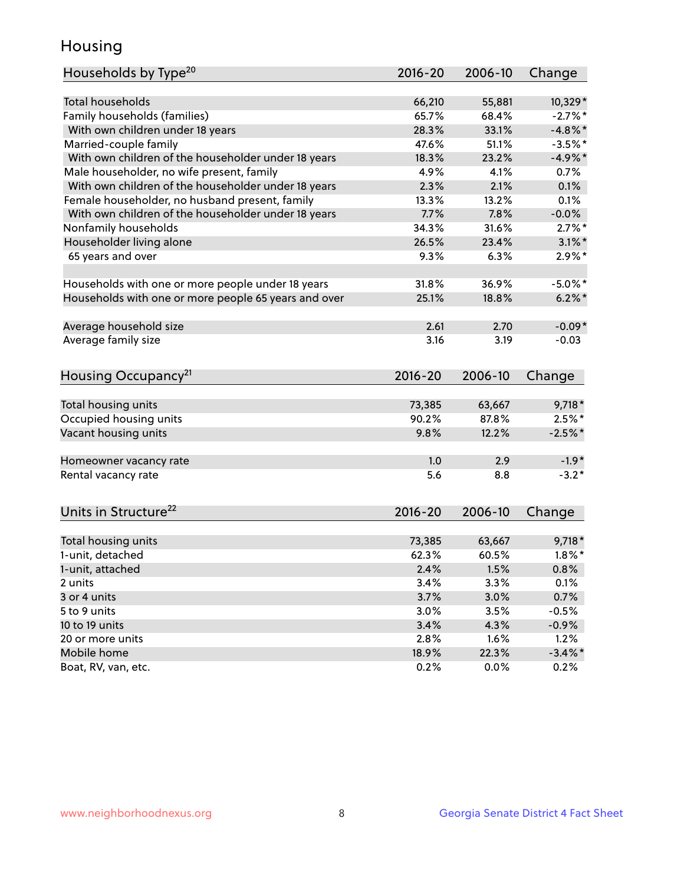## Housing

| Households by Type[20] | 2016-20 | 2006-10 | Change |
|---|---|---|---|
| Total households | 66,210 | 55,881 | 10,329* |
| Family households (families) | 65.7% | 68.4% | -2.7%* |
| With own children under 18 years | 28.3% | 33.1% | -4.8%* |
| Married-couple family | 47.6% | 51.1% | -3.5%* |
| With own children of the householder under 18 years | 18.3% | 23.2% | -4.9%* |
| Male householder, no wife present, family | 4.9% | 4.1% | 0.7% |
| With own children of the householder under 18 years | 2.3% | 2.1% | 0.1% |
| Female householder, no husband present, family | 13.3% | 13.2% | 0.1% |
| With own children of the householder under 18 years | 7.7% | 7.8% | -0.0% |
| Nonfamily households | 34.3% | 31.6% | 2.7%* |
| Householder living alone | 26.5% | 23.4% | 3.1%* |
| 65 years and over | 9.3% | 6.3% | 2.9%* |
| | | | |
| Households with one or more people under 18 years | 31.8% | 36.9% | -5.0%* |
| Households with one or more people 65 years and over | 25.1% | 18.8% | 6.2%* |
| | | | |
| Average household size | 2.61 | 2.70 | -0.09* |
| Average family size | 3.16 | 3.19 | -0.03 |

| Housing Occupancy[21] | 2016-20 | 2006-10 | Change |
|---|---|---|---|
| Total housing units | 73,385 | 63,667 | 9,718* |
| Occupied housing units | 90.2% | 87.8% | 2.5%* |
| Vacant housing units | 9.8% | 12.2% | -2.5%* |
| | | | |
| Homeowner vacancy rate | 1.0 | 2.9 | -1.9* |
| Rental vacancy rate | 5.6 | 8.8 | -3.2* |

| Units in Structure[22] | 2016-20 | 2006-10 | Change |
|---|---|---|---|
| Total housing units | 73,385 | 63,667 | 9,718* |
| 1-unit, detached | 62.3% | 60.5% | 1.8%* |
| 1-unit, attached | 2.4% | 1.5% | 0.8% |
| 2 units | 3.4% | 3.3% | 0.1% |
| 3 or 4 units | 3.7% | 3.0% | 0.7% |
| 5 to 9 units | 3.0% | 3.5% | -0.5% |
| 10 to 19 units | 3.4% | 4.3% | -0.9% |
| 20 or more units | 2.8% | 1.6% | 1.2% |
| Mobile home | 18.9% | 22.3% | -3.4%* |
| Boat, RV, van, etc. | 0.2% | 0.0% | 0.2% |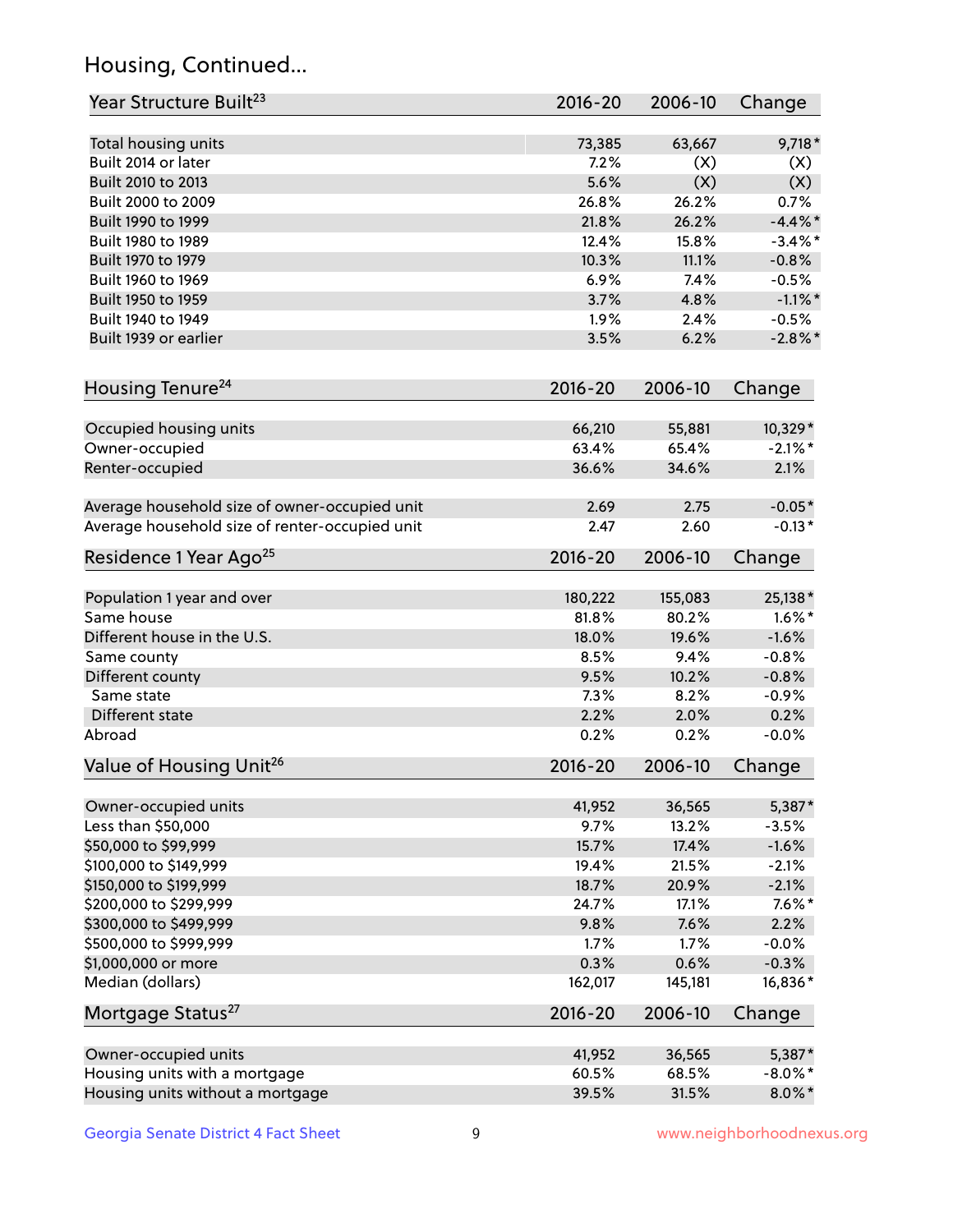## Housing, Continued...

| Year Structure Built[23] | 2016-20 | 2006-10 | Change |
|---|---|---|---|
| Total housing units | 73,385 | 63,667 | 9,718* |
| Built 2014 or later | 7.2% | (X) | (X) |
| Built 2010 to 2013 | 5.6% | (X) | (X) |
| Built 2000 to 2009 | 26.8% | 26.2% | 0.7% |
| Built 1990 to 1999 | 21.8% | 26.2% | -4.4%* |
| Built 1980 to 1989 | 12.4% | 15.8% | -3.4%* |
| Built 1970 to 1979 | 10.3% | 11.1% | -0.8% |
| Built 1960 to 1969 | 6.9% | 7.4% | -0.5% |
| Built 1950 to 1959 | 3.7% | 4.8% | -1.1%* |
| Built 1940 to 1949 | 1.9% | 2.4% | -0.5% |
| Built 1939 or earlier | 3.5% | 6.2% | -2.8%* |

| Housing Tenure[24] | 2016-20 | 2006-10 | Change |
|---|---|---|---|
| Occupied housing units | 66,210 | 55,881 | 10,329* |
| Owner-occupied | 63.4% | 65.4% | -2.1%* |
| Renter-occupied | 36.6% | 34.6% | 2.1% |
| Average household size of owner-occupied unit | 2.69 | 2.75 | -0.05* |
| Average household size of renter-occupied unit | 2.47 | 2.60 | -0.13* |

| Residence 1 Year Ago[25] | 2016-20 | 2006-10 | Change |
|---|---|---|---|
| Population 1 year and over | 180,222 | 155,083 | 25,138* |
| Same house | 81.8% | 80.2% | 1.6%* |
| Different house in the U.S. | 18.0% | 19.6% | -1.6% |
| Same county | 8.5% | 9.4% | -0.8% |
| Different county | 9.5% | 10.2% | -0.8% |
| Same state | 7.3% | 8.2% | -0.9% |
| Different state | 2.2% | 2.0% | 0.2% |
| Abroad | 0.2% | 0.2% | -0.0% |

| Value of Housing Unit[26] | 2016-20 | 2006-10 | Change |
|---|---|---|---|
| Owner-occupied units | 41,952 | 36,565 | 5,387* |
| Less than $50,000 | 9.7% | 13.2% | -3.5% |
| $50,000 to $99,999 | 15.7% | 17.4% | -1.6% |
| $100,000 to $149,999 | 19.4% | 21.5% | -2.1% |
| $150,000 to $199,999 | 18.7% | 20.9% | -2.1% |
| $200,000 to $299,999 | 24.7% | 17.1% | 7.6%* |
| $300,000 to $499,999 | 9.8% | 7.6% | 2.2% |
| $500,000 to $999,999 | 1.7% | 1.7% | -0.0% |
| $1,000,000 or more | 0.3% | 0.6% | -0.3% |
| Median (dollars) | 162,017 | 145,181 | 16,836* |

| Mortgage Status[27] | 2016-20 | 2006-10 | Change |
|---|---|---|---|
| Owner-occupied units | 41,952 | 36,565 | 5,387* |
| Housing units with a mortgage | 60.5% | 68.5% | -8.0%* |
| Housing units without a mortgage | 39.5% | 31.5% | 8.0%* |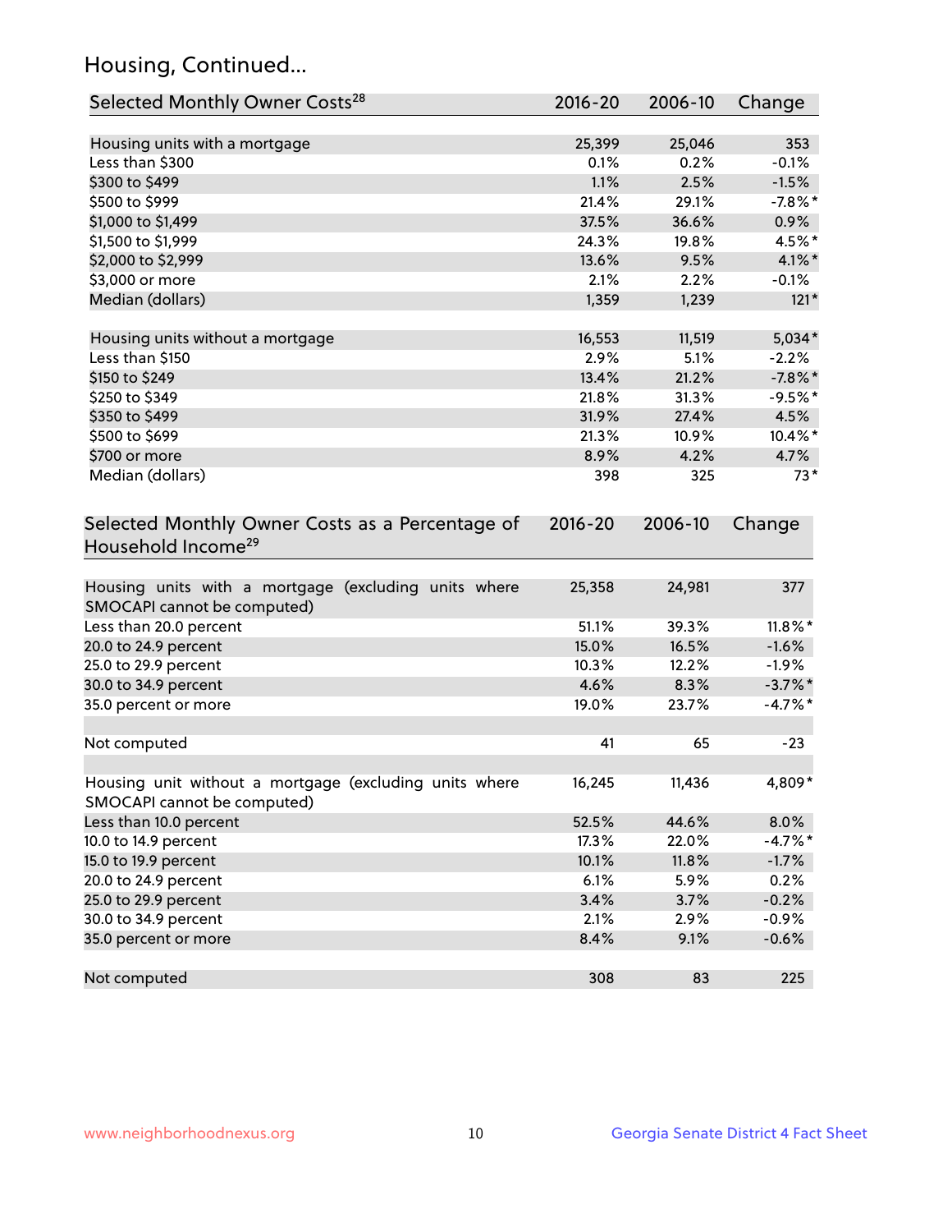## Housing, Continued...

| Selected Monthly Owner Costs[28] | 2016-20 | 2006-10 | Change |
|---|---|---|---|
| Housing units with a mortgage | 25,399 | 25,046 | 353 |
| Less than $300 | 0.1% | 0.2% | -0.1% |
| $300 to $499 | 1.1% | 2.5% | -1.5% |
| $500 to $999 | 21.4% | 29.1% | -7.8%* |
| $1,000 to $1,499 | 37.5% | 36.6% | 0.9% |
| $1,500 to $1,999 | 24.3% | 19.8% | 4.5%* |
| $2,000 to $2,999 | 13.6% | 9.5% | 4.1%* |
| $3,000 or more | 2.1% | 2.2% | -0.1% |
| Median (dollars) | 1,359 | 1,239 | 121* |
| | | | |
| Housing units without a mortgage | 16,553 | 11,519 | 5,034* |
| Less than $150 | 2.9% | 5.1% | -2.2% |
| $150 to $249 | 13.4% | 21.2% | -7.8%* |
| $250 to $349 | 21.8% | 31.3% | -9.5%* |
| $350 to $499 | 31.9% | 27.4% | 4.5% |
| $500 to $699 | 21.3% | 10.9% | 10.4%* |
| $700 or more | 8.9% | 4.2% | 4.7% |
| Median (dollars) | 398 | 325 | 73* |

| Selected Monthly Owner Costs as a Percentage of Household Income[29] | 2016-20 | 2006-10 | Change |
|---|---|---|---|
| Housing units with a mortgage (excluding units where SMOCAPI cannot be computed) | 25,358 | 24,981 | 377 |
| Less than 20.0 percent | 51.1% | 39.3% | 11.8%* |
| 20.0 to 24.9 percent | 15.0% | 16.5% | -1.6% |
| 25.0 to 29.9 percent | 10.3% | 12.2% | -1.9% |
| 30.0 to 34.9 percent | 4.6% | 8.3% | -3.7%* |
| 35.0 percent or more | 19.0% | 23.7% | -4.7%* |
| | | | |
| Not computed | 41 | 65 | -23 |
| | | | |
| Housing unit without a mortgage (excluding units where SMOCAPI cannot be computed) | 16,245 | 11,436 | 4,809* |
| Less than 10.0 percent | 52.5% | 44.6% | 8.0% |
| 10.0 to 14.9 percent | 17.3% | 22.0% | -4.7%* |
| 15.0 to 19.9 percent | 10.1% | 11.8% | -1.7% |
| 20.0 to 24.9 percent | 6.1% | 5.9% | 0.2% |
| 25.0 to 29.9 percent | 3.4% | 3.7% | -0.2% |
| 30.0 to 34.9 percent | 2.1% | 2.9% | -0.9% |
| 35.0 percent or more | 8.4% | 9.1% | -0.6% |
| | | | |
| Not computed | 308 | 83 | 225 |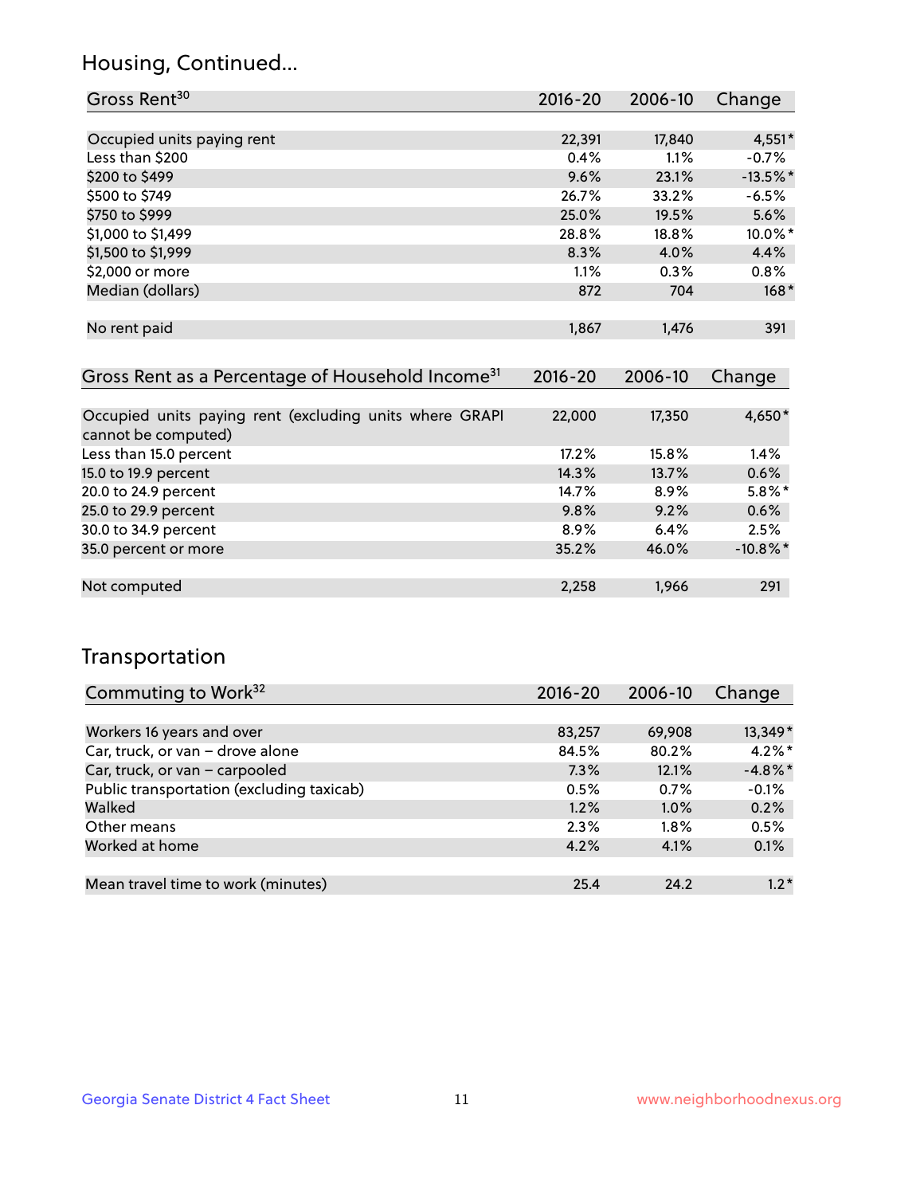## Housing, Continued...

| Gross Rent[30] | 2016-20 | 2006-10 | Change |
|---|---|---|---|
| Occupied units paying rent | 22,391 | 17,840 | 4,551* |
| Less than $200 | 0.4% | 1.1% | -0.7% |
| $200 to $499 | 9.6% | 23.1% | -13.5%* |
| $500 to $749 | 26.7% | 33.2% | -6.5% |
| $750 to $999 | 25.0% | 19.5% | 5.6% |
| $1,000 to $1,499 | 28.8% | 18.8% | 10.0%* |
| $1,500 to $1,999 | 8.3% | 4.0% | 4.4% |
| $2,000 or more | 1.1% | 0.3% | 0.8% |
| Median (dollars) | 872 | 704 | 168* |
| No rent paid | 1,867 | 1,476 | 391 |

| Gross Rent as a Percentage of Household Income[31] | 2016-20 | 2006-10 | Change |
|---|---|---|---|
| Occupied units paying rent (excluding units where GRAPI cannot be computed) | 22,000 | 17,350 | 4,650* |
| Less than 15.0 percent | 17.2% | 15.8% | 1.4% |
| 15.0 to 19.9 percent | 14.3% | 13.7% | 0.6% |
| 20.0 to 24.9 percent | 14.7% | 8.9% | 5.8%* |
| 25.0 to 29.9 percent | 9.8% | 9.2% | 0.6% |
| 30.0 to 34.9 percent | 8.9% | 6.4% | 2.5% |
| 35.0 percent or more | 35.2% | 46.0% | -10.8%* |
| Not computed | 2,258 | 1,966 | 291 |

## Transportation

| Commuting to Work[32] | 2016-20 | 2006-10 | Change |
|---|---|---|---|
| Workers 16 years and over | 83,257 | 69,908 | 13,349* |
| Car, truck, or van – drove alone | 84.5% | 80.2% | 4.2%* |
| Car, truck, or van – carpooled | 7.3% | 12.1% | -4.8%* |
| Public transportation (excluding taxicab) | 0.5% | 0.7% | -0.1% |
| Walked | 1.2% | 1.0% | 0.2% |
| Other means | 2.3% | 1.8% | 0.5% |
| Worked at home | 4.2% | 4.1% | 0.1% |
| Mean travel time to work (minutes) | 25.4 | 24.2 | 1.2* |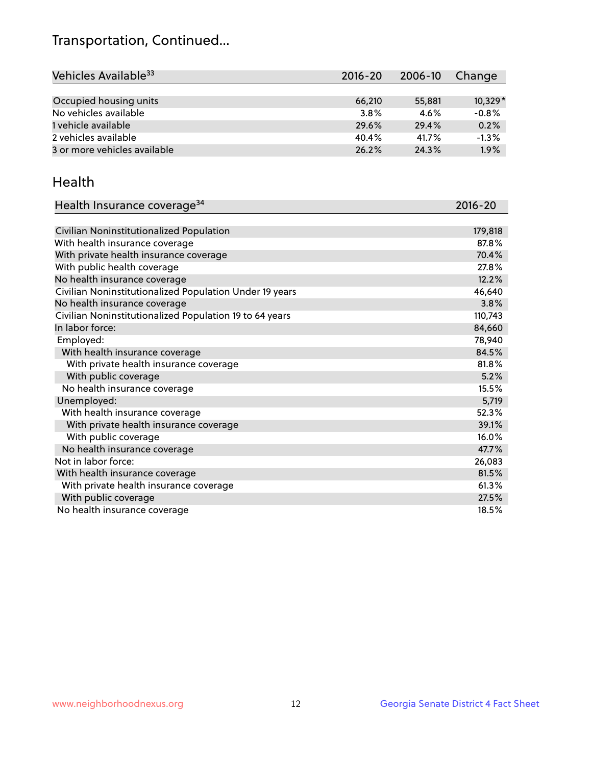# Transportation, Continued...

| Vehicles Available[33] | 2016-20 | 2006-10 | Change |
|---|---|---|---|
| Occupied housing units | 66,210 | 55,881 | 10,329* |
| No vehicles available | 3.8% | 4.6% | -0.8% |
| 1 vehicle available | 29.6% | 29.4% | 0.2% |
| 2 vehicles available | 40.4% | 41.7% | -1.3% |
| 3 or more vehicles available | 26.2% | 24.3% | 1.9% |

## Health

| Health Insurance coverage[34] | 2016-20 |
|---|---|
| Civilian Noninstitutionalized Population | 179,818 |
| With health insurance coverage | 87.8% |
| With private health insurance coverage | 70.4% |
| With public health coverage | 27.8% |
| No health insurance coverage | 12.2% |
| Civilian Noninstitutionalized Population Under 19 years | 46,640 |
| No health insurance coverage | 3.8% |
| Civilian Noninstitutionalized Population 19 to 64 years | 110,743 |
| In labor force: | 84,660 |
| Employed: | 78,940 |
| With health insurance coverage | 84.5% |
| With private health insurance coverage | 81.8% |
| With public coverage | 5.2% |
| No health insurance coverage | 15.5% |
| Unemployed: | 5,719 |
| With health insurance coverage | 52.3% |
| With private health insurance coverage | 39.1% |
| With public coverage | 16.0% |
| No health insurance coverage | 47.7% |
| Not in labor force: | 26,083 |
| With health insurance coverage | 81.5% |
| With private health insurance coverage | 61.3% |
| With public coverage | 27.5% |
| No health insurance coverage | 18.5% |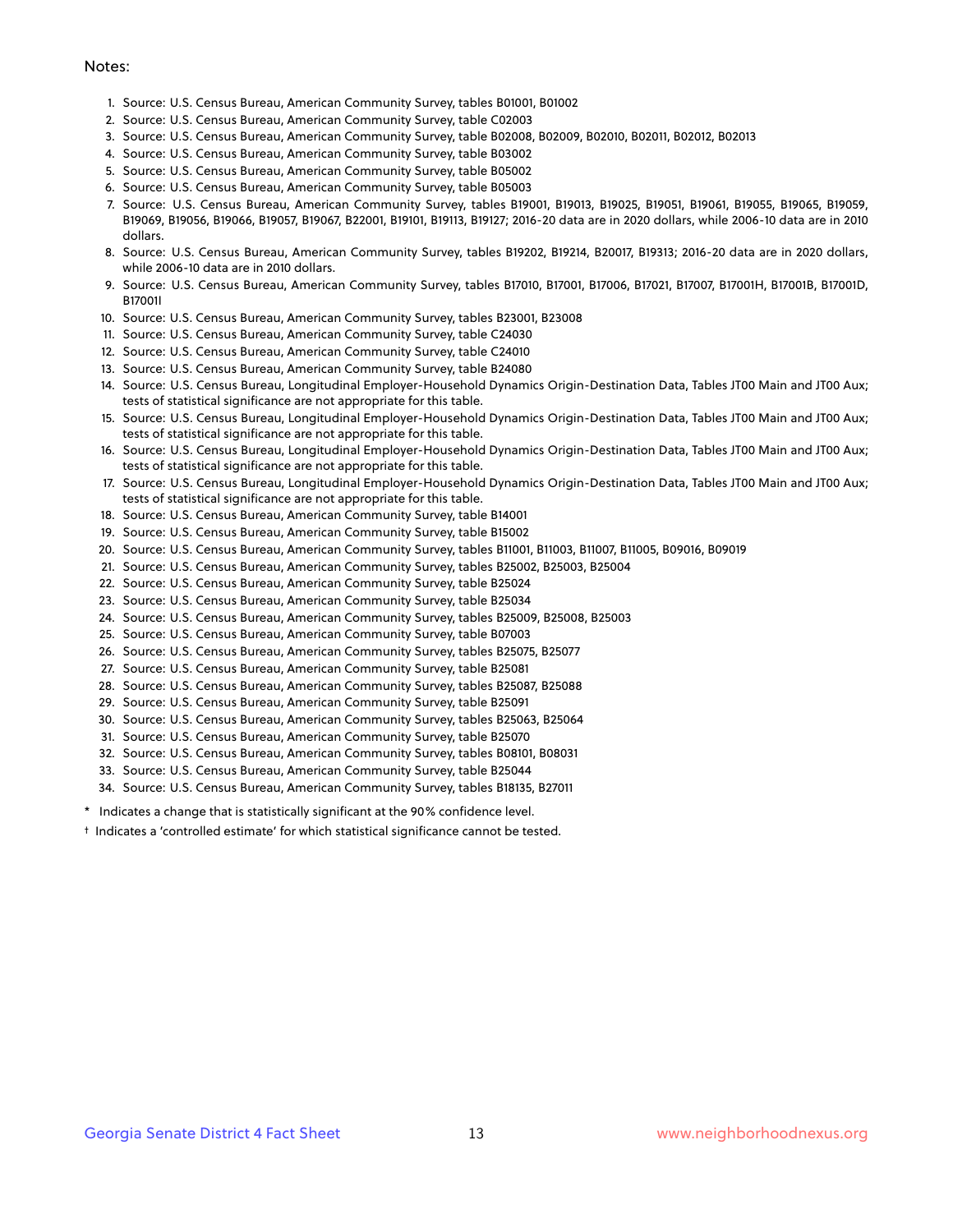Notes:

1. Source: U.S. Census Bureau, American Community Survey, tables B01001, B01002
2. Source: U.S. Census Bureau, American Community Survey, table C02003
3. Source: U.S. Census Bureau, American Community Survey, table B02008, B02009, B02010, B02011, B02012, B02013
4. Source: U.S. Census Bureau, American Community Survey, table B03002
5. Source: U.S. Census Bureau, American Community Survey, table B05002
6. Source: U.S. Census Bureau, American Community Survey, table B05003
7. Source: U.S. Census Bureau, American Community Survey, tables B19001, B19013, B19025, B19051, B19061, B19055, B19065, B19059, B19069, B19056, B19066, B19057, B19067, B22001, B19101, B19113, B19127; 2016-20 data are in 2020 dollars, while 2006-10 data are in 2010 dollars.
8. Source: U.S. Census Bureau, American Community Survey, tables B19202, B19214, B20017, B19313; 2016-20 data are in 2020 dollars, while 2006-10 data are in 2010 dollars.
9. Source: U.S. Census Bureau, American Community Survey, tables B17010, B17001, B17006, B17021, B17007, B17001H, B17001B, B17001D, B17001I
10. Source: U.S. Census Bureau, American Community Survey, tables B23001, B23008
11. Source: U.S. Census Bureau, American Community Survey, table C24030
12. Source: U.S. Census Bureau, American Community Survey, table C24010
13. Source: U.S. Census Bureau, American Community Survey, table B24080
14. Source: U.S. Census Bureau, Longitudinal Employer-Household Dynamics Origin-Destination Data, Tables JT00 Main and JT00 Aux; tests of statistical significance are not appropriate for this table.
15. Source: U.S. Census Bureau, Longitudinal Employer-Household Dynamics Origin-Destination Data, Tables JT00 Main and JT00 Aux; tests of statistical significance are not appropriate for this table.
16. Source: U.S. Census Bureau, Longitudinal Employer-Household Dynamics Origin-Destination Data, Tables JT00 Main and JT00 Aux; tests of statistical significance are not appropriate for this table.
17. Source: U.S. Census Bureau, Longitudinal Employer-Household Dynamics Origin-Destination Data, Tables JT00 Main and JT00 Aux; tests of statistical significance are not appropriate for this table.
18. Source: U.S. Census Bureau, American Community Survey, table B14001
19. Source: U.S. Census Bureau, American Community Survey, table B15002
20. Source: U.S. Census Bureau, American Community Survey, tables B11001, B11003, B11007, B11005, B09016, B09019
21. Source: U.S. Census Bureau, American Community Survey, tables B25002, B25003, B25004
22. Source: U.S. Census Bureau, American Community Survey, table B25024
23. Source: U.S. Census Bureau, American Community Survey, table B25034
24. Source: U.S. Census Bureau, American Community Survey, tables B25009, B25008, B25003
25. Source: U.S. Census Bureau, American Community Survey, table B07003
26. Source: U.S. Census Bureau, American Community Survey, tables B25075, B25077
27. Source: U.S. Census Bureau, American Community Survey, table B25081
28. Source: U.S. Census Bureau, American Community Survey, tables B25087, B25088
29. Source: U.S. Census Bureau, American Community Survey, table B25091
30. Source: U.S. Census Bureau, American Community Survey, tables B25063, B25064
31. Source: U.S. Census Bureau, American Community Survey, table B25070
32. Source: U.S. Census Bureau, American Community Survey, tables B08101, B08031
33. Source: U.S. Census Bureau, American Community Survey, table B25044
34. Source: U.S. Census Bureau, American Community Survey, tables B18135, B27011

\* Indicates a change that is statistically significant at the 90% confidence level.

† Indicates a 'controlled estimate' for which statistical significance cannot be tested.